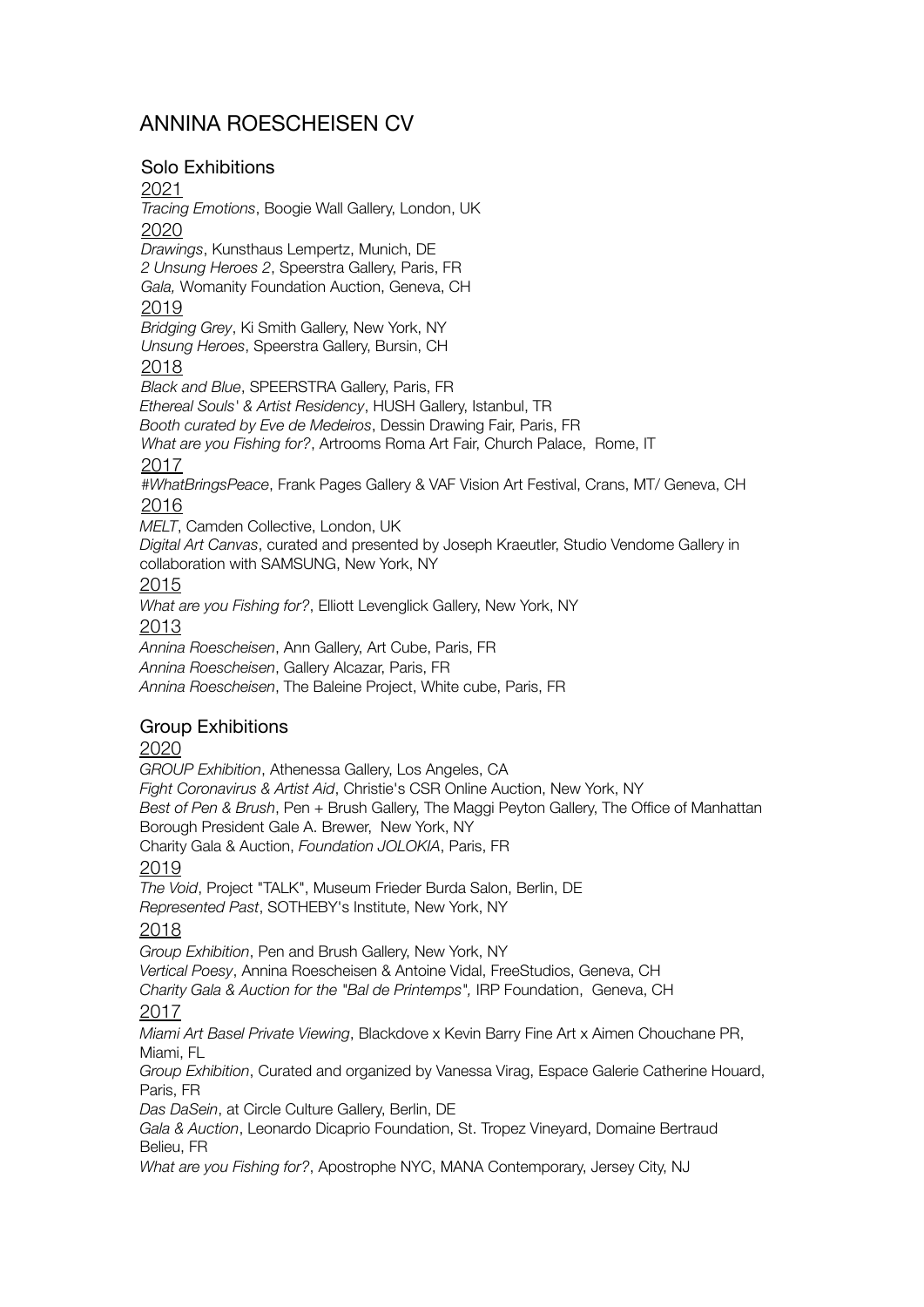# ANNINA ROESCHEISEN CV

## Solo Exhibitions

2021

*Tracing Emotions*, Boogie Wall Gallery, London, UK

2020

*Drawings*, Kunsthaus Lempertz, Munich, DE
*2 Unsung Heroes 2*, Speerstra Gallery, Paris, FR
*Gala,* Womanity Foundation Auction, Geneva, CH

2019

*Bridging Grey*, Ki Smith Gallery, New York, NY
*Unsung Heroes*, Speerstra Gallery, Bursin, CH

2018

*Black and Blue*, SPEERSTRA Gallery, Paris, FR
*Ethereal Souls' & Artist Residency*, HUSH Gallery, Istanbul, TR
*Booth curated by Eve de Medeiros*, Dessin Drawing Fair, Paris, FR
*What are you Fishing for?*, Artrooms Roma Art Fair, Church Palace, Rome, IT

2017

*#WhatBringsPeace*, Frank Pages Gallery & VAF Vision Art Festival, Crans, MT/ Geneva, CH

2016

*MELT*, Camden Collective, London, UK
*Digital Art Canvas*, curated and presented by Joseph Kraeutler, Studio Vendome Gallery in collaboration with SAMSUNG, New York, NY

2015

*What are you Fishing for?*, Elliott Levenglick Gallery, New York, NY

2013

*Annina Roescheisen*, Ann Gallery, Art Cube, Paris, FR
*Annina Roescheisen*, Gallery Alcazar, Paris, FR
*Annina Roescheisen*, The Baleine Project, White cube, Paris, FR

## Group Exhibitions

2020

*GROUP Exhibition*, Athenessa Gallery, Los Angeles, CA
*Fight Coronavirus & Artist Aid*, Christie's CSR Online Auction, New York, NY
*Best of Pen & Brush*, Pen + Brush Gallery, The Maggi Peyton Gallery, The Office of Manhattan Borough President Gale A. Brewer, New York, NY
Charity Gala & Auction, *Foundation JOLOKIA*, Paris, FR

2019

*The Void*, Project "TALK", Museum Frieder Burda Salon, Berlin, DE
*Represented Past*, SOTHEBY's Institute, New York, NY

2018

*Group Exhibition*, Pen and Brush Gallery, New York, NY
*Vertical Poesy*, Annina Roescheisen & Antoine Vidal, FreeStudios, Geneva, CH
*Charity Gala & Auction for the "Bal de Printemps",* IRP Foundation, Geneva, CH

2017

*Miami Art Basel Private Viewing*, Blackdove x Kevin Barry Fine Art x Aimen Chouchane PR, Miami, FL
*Group Exhibition*, Curated and organized by Vanessa Virag, Espace Galerie Catherine Houard, Paris, FR
*Das DaSein*, at Circle Culture Gallery, Berlin, DE
*Gala & Auction*, Leonardo Dicaprio Foundation, St. Tropez Vineyard, Domaine Bertraud Belieu, FR
*What are you Fishing for?*, Apostrophe NYC, MANA Contemporary, Jersey City, NJ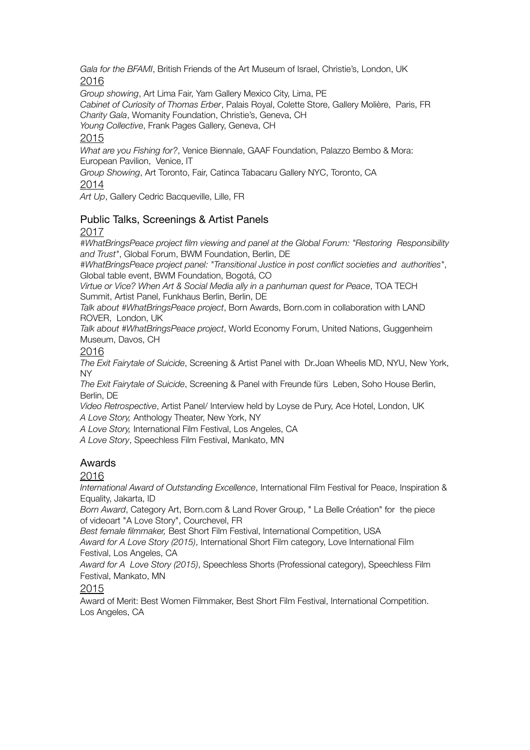*Gala for the BFAMI*, British Friends of the Art Museum of Israel, Christie's, London, UK

2016

*Group showing*, Art Lima Fair, Yam Gallery Mexico City, Lima, PE
*Cabinet of Curiosity of Thomas Erber*, Palais Royal, Colette Store, Gallery Molière, Paris, FR
*Charity Gala*, Womanity Foundation, Christie's, Geneva, CH
*Young Collective*, Frank Pages Gallery, Geneva, CH

2015

*What are you Fishing for?*, Venice Biennale, GAAF Foundation, Palazzo Bembo & Mora: European Pavilion, Venice, IT
*Group Showing*, Art Toronto, Fair, Catinca Tabacaru Gallery NYC, Toronto, CA

2014

*Art Up*, Gallery Cedric Bacqueville, Lille, FR

## Public Talks, Screenings & Artist Panels

2017

*#WhatBringsPeace project film viewing and panel at the Global Forum: "Restoring Responsibility and Trust"*, Global Forum, BWM Foundation, Berlin, DE
*#WhatBringsPeace project panel: "Transitional Justice in post conflict societies and authorities"*, Global table event, BWM Foundation, Bogotá, CO
*Virtue or Vice? When Art & Social Media ally in a panhuman quest for Peace*, TOA TECH Summit, Artist Panel, Funkhaus Berlin, Berlin, DE
*Talk about #WhatBringsPeace project*, Born Awards, Born.com in collaboration with LAND ROVER, London, UK
*Talk about #WhatBringsPeace project*, World Economy Forum, United Nations, Guggenheim Museum, Davos, CH

2016

*The Exit Fairytale of Suicide*, Screening & Artist Panel with Dr.Joan Wheelis MD, NYU, New York, NY
*The Exit Fairytale of Suicide*, Screening & Panel with Freunde fürs Leben, Soho House Berlin, Berlin, DE
*Video Retrospective*, Artist Panel/ Interview held by Loyse de Pury, Ace Hotel, London, UK
*A Love Story,* Anthology Theater, New York, NY
*A Love Story,* International Film Festival, Los Angeles, CA
*A Love Story*, Speechless Film Festival, Mankato, MN

## Awards

2016

*International Award of Outstanding Excellence*, International Film Festival for Peace, Inspiration & Equality, Jakarta, ID
*Born Award*, Category Art, Born.com & Land Rover Group, " La Belle Création" for the piece of videoart "A Love Story", Courchevel, FR
*Best female filmmaker,* Best Short Film Festival, International Competition, USA
*Award for A Love Story (2015)*, International Short Film category, Love International Film Festival, Los Angeles, CA
*Award for A Love Story (2015)*, Speechless Shorts (Professional category), Speechless Film Festival, Mankato, MN

2015

Award of Merit: Best Women Filmmaker, Best Short Film Festival, International Competition. Los Angeles, CA